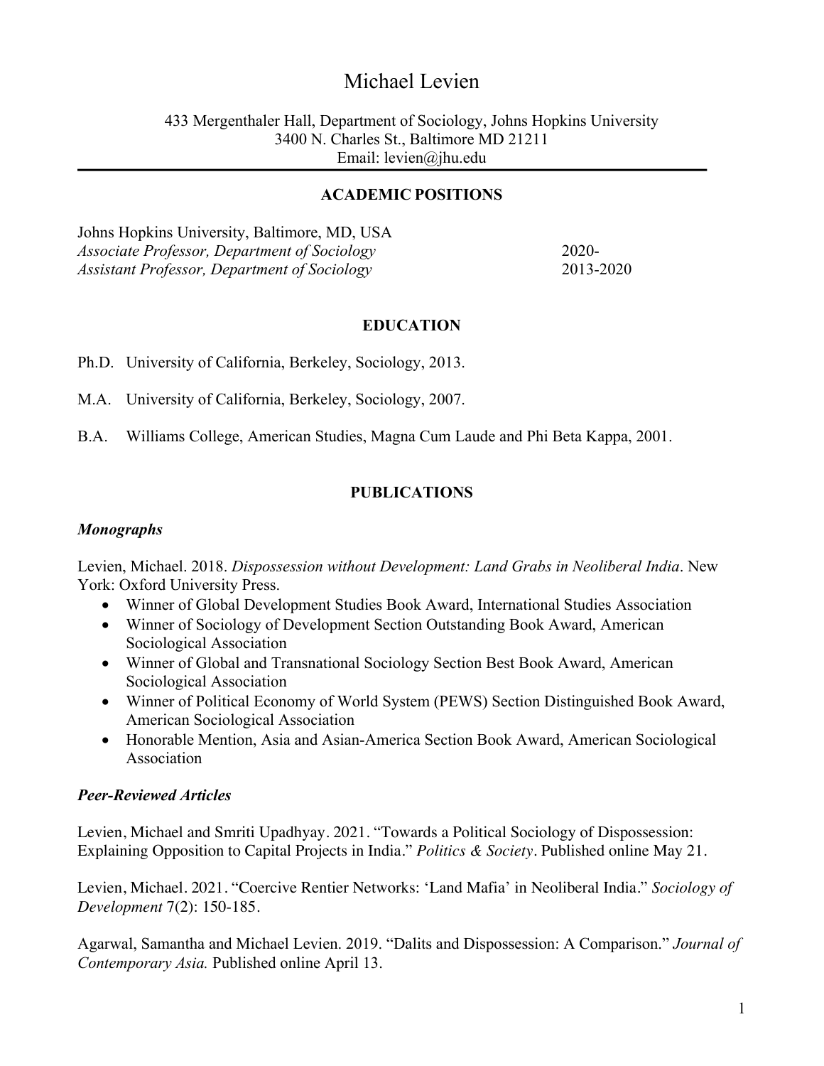# Michael Levien

433 Mergenthaler Hall, Department of Sociology, Johns Hopkins University
3400 N. Charles St., Baltimore MD 21211
Email: levien@jhu.edu

## ACADEMIC POSITIONS

Johns Hopkins University, Baltimore, MD, USA
*Associate Professor, Department of Sociology* 2020-
*Assistant Professor, Department of Sociology* 2013-2020

## EDUCATION

Ph.D. University of California, Berkeley, Sociology, 2013.

M.A. University of California, Berkeley, Sociology, 2007.

B.A. Williams College, American Studies, Magna Cum Laude and Phi Beta Kappa, 2001.

## PUBLICATIONS

### *Monographs*

Levien, Michael. 2018. *Dispossession without Development: Land Grabs in Neoliberal India*. New York: Oxford University Press.

- Winner of Global Development Studies Book Award, International Studies Association
- Winner of Sociology of Development Section Outstanding Book Award, American Sociological Association
- Winner of Global and Transnational Sociology Section Best Book Award, American Sociological Association
- Winner of Political Economy of World System (PEWS) Section Distinguished Book Award, American Sociological Association
- Honorable Mention, Asia and Asian-America Section Book Award, American Sociological Association

### *Peer-Reviewed Articles*

Levien, Michael and Smriti Upadhyay. 2021. "Towards a Political Sociology of Dispossession: Explaining Opposition to Capital Projects in India." *Politics & Society*. Published online May 21.

Levien, Michael. 2021. "Coercive Rentier Networks: 'Land Mafia' in Neoliberal India." *Sociology of Development* 7(2): 150-185.

Agarwal, Samantha and Michael Levien. 2019. "Dalits and Dispossession: A Comparison." *Journal of Contemporary Asia.* Published online April 13.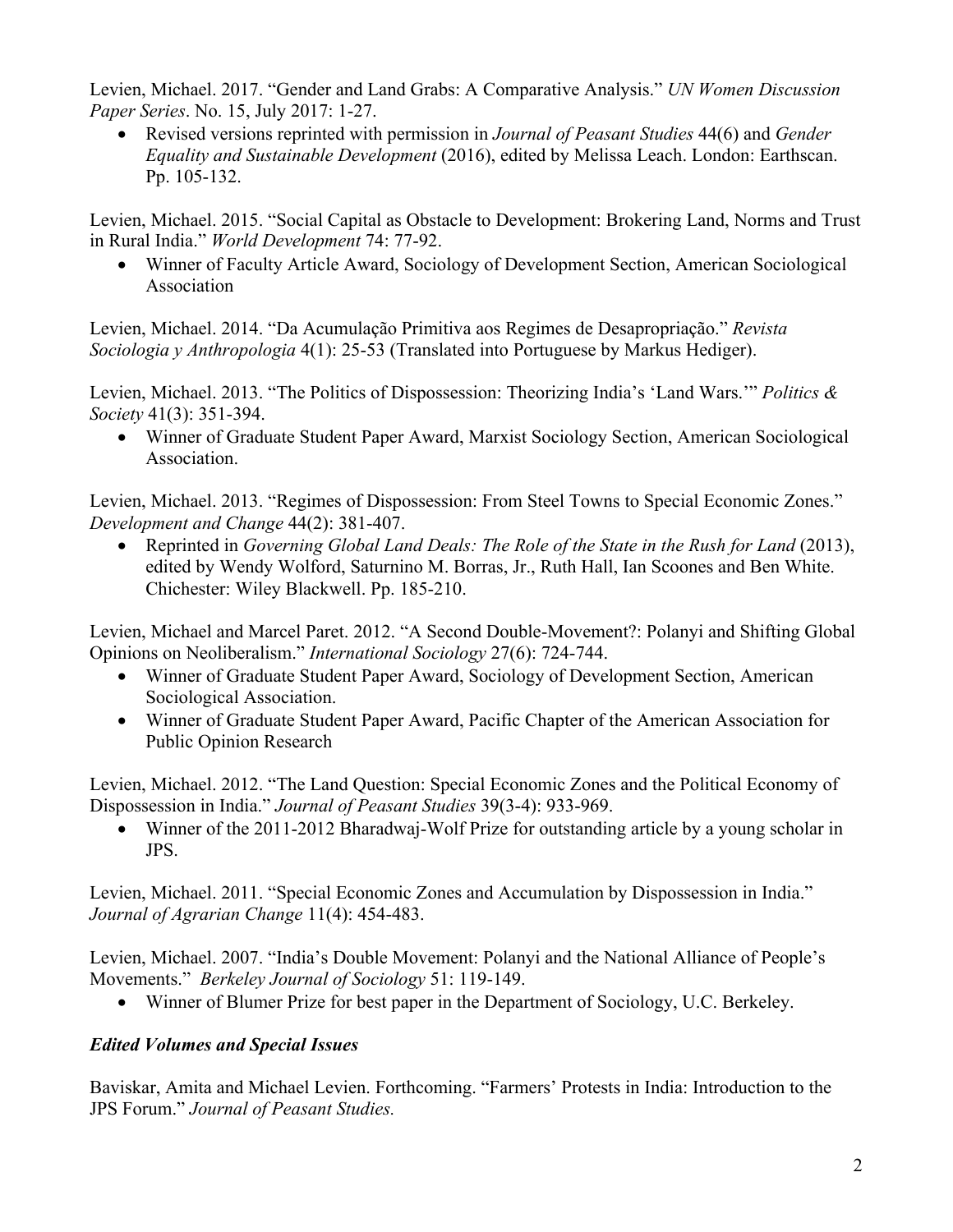Levien, Michael. 2017. "Gender and Land Grabs: A Comparative Analysis." *UN Women Discussion Paper Series*. No. 15, July 2017: 1-27.

- Revised versions reprinted with permission in *Journal of Peasant Studies* 44(6) and *Gender Equality and Sustainable Development* (2016), edited by Melissa Leach. London: Earthscan. Pp. 105-132.

Levien, Michael. 2015. "Social Capital as Obstacle to Development: Brokering Land, Norms and Trust in Rural India." *World Development* 74: 77-92.

- Winner of Faculty Article Award, Sociology of Development Section, American Sociological Association

Levien, Michael. 2014. "Da Acumulação Primitiva aos Regimes de Desapropriação." *Revista Sociologia y Anthropologia* 4(1): 25-53 (Translated into Portuguese by Markus Hediger).

Levien, Michael. 2013. "The Politics of Dispossession: Theorizing India's 'Land Wars.'" *Politics & Society* 41(3): 351-394.

- Winner of Graduate Student Paper Award, Marxist Sociology Section, American Sociological Association.

Levien, Michael. 2013. "Regimes of Dispossession: From Steel Towns to Special Economic Zones." *Development and Change* 44(2): 381-407.

- Reprinted in *Governing Global Land Deals: The Role of the State in the Rush for Land* (2013), edited by Wendy Wolford, Saturnino M. Borras, Jr., Ruth Hall, Ian Scoones and Ben White. Chichester: Wiley Blackwell. Pp. 185-210.

Levien, Michael and Marcel Paret. 2012. "A Second Double-Movement?: Polanyi and Shifting Global Opinions on Neoliberalism." *International Sociology* 27(6): 724-744.

- Winner of Graduate Student Paper Award, Sociology of Development Section, American Sociological Association.
- Winner of Graduate Student Paper Award, Pacific Chapter of the American Association for Public Opinion Research

Levien, Michael. 2012. "The Land Question: Special Economic Zones and the Political Economy of Dispossession in India." *Journal of Peasant Studies* 39(3-4): 933-969.

- Winner of the 2011-2012 Bharadwaj-Wolf Prize for outstanding article by a young scholar in JPS.

Levien, Michael. 2011. "Special Economic Zones and Accumulation by Dispossession in India." *Journal of Agrarian Change* 11(4): 454-483.

Levien, Michael. 2007. "India's Double Movement: Polanyi and the National Alliance of People's Movements." *Berkeley Journal of Sociology* 51: 119-149.

- Winner of Blumer Prize for best paper in the Department of Sociology, U.C. Berkeley.

### *Edited Volumes and Special Issues*

Baviskar, Amita and Michael Levien. Forthcoming. "Farmers' Protests in India: Introduction to the JPS Forum." *Journal of Peasant Studies.*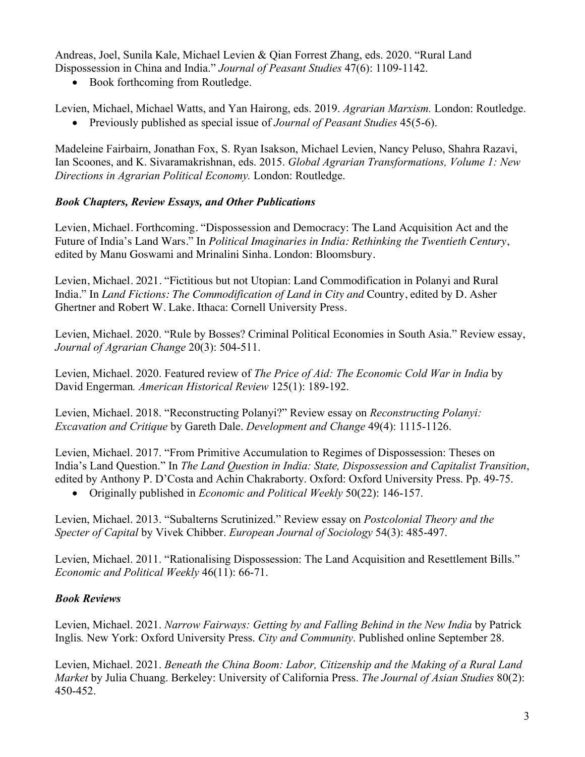Andreas, Joel, Sunila Kale, Michael Levien & Qian Forrest Zhang, eds. 2020. "Rural Land Dispossession in China and India." *Journal of Peasant Studies* 47(6): 1109-1142.

- Book forthcoming from Routledge.

Levien, Michael, Michael Watts, and Yan Hairong, eds. 2019. *Agrarian Marxism.* London: Routledge.

- Previously published as special issue of *Journal of Peasant Studies* 45(5-6).

Madeleine Fairbairn, Jonathan Fox, S. Ryan Isakson, Michael Levien, Nancy Peluso, Shahra Razavi, Ian Scoones, and K. Sivaramakrishnan, eds. 2015. *Global Agrarian Transformations, Volume 1: New Directions in Agrarian Political Economy.* London: Routledge.

### *Book Chapters, Review Essays, and Other Publications*

Levien, Michael. Forthcoming. "Dispossession and Democracy: The Land Acquisition Act and the Future of India's Land Wars." In *Political Imaginaries in India: Rethinking the Twentieth Century*, edited by Manu Goswami and Mrinalini Sinha. London: Bloomsbury.

Levien, Michael. 2021. "Fictitious but not Utopian: Land Commodification in Polanyi and Rural India." In *Land Fictions: The Commodification of Land in City and* Country, edited by D. Asher Ghertner and Robert W. Lake. Ithaca: Cornell University Press.

Levien, Michael. 2020. "Rule by Bosses? Criminal Political Economies in South Asia." Review essay, *Journal of Agrarian Change* 20(3): 504-511.

Levien, Michael. 2020. Featured review of *The Price of Aid: The Economic Cold War in India* by David Engerman*. American Historical Review* 125(1): 189-192.

Levien, Michael. 2018. "Reconstructing Polanyi?" Review essay on *Reconstructing Polanyi: Excavation and Critique* by Gareth Dale. *Development and Change* 49(4): 1115-1126.

Levien, Michael. 2017. "From Primitive Accumulation to Regimes of Dispossession: Theses on India's Land Question." In *The Land Question in India: State, Dispossession and Capitalist Transition*, edited by Anthony P. D'Costa and Achin Chakraborty. Oxford: Oxford University Press. Pp. 49-75.

- Originally published in *Economic and Political Weekly* 50(22): 146-157.

Levien, Michael. 2013. "Subalterns Scrutinized." Review essay on *Postcolonial Theory and the Specter of Capital* by Vivek Chibber. *European Journal of Sociology* 54(3): 485-497.

Levien, Michael. 2011. "Rationalising Dispossession: The Land Acquisition and Resettlement Bills." *Economic and Political Weekly* 46(11): 66-71.

### *Book Reviews*

Levien, Michael. 2021. *Narrow Fairways: Getting by and Falling Behind in the New India* by Patrick Inglis*.* New York: Oxford University Press. *City and Community*. Published online September 28.

Levien, Michael. 2021. *Beneath the China Boom: Labor, Citizenship and the Making of a Rural Land Market* by Julia Chuang. Berkeley: University of California Press. *The Journal of Asian Studies* 80(2): 450-452.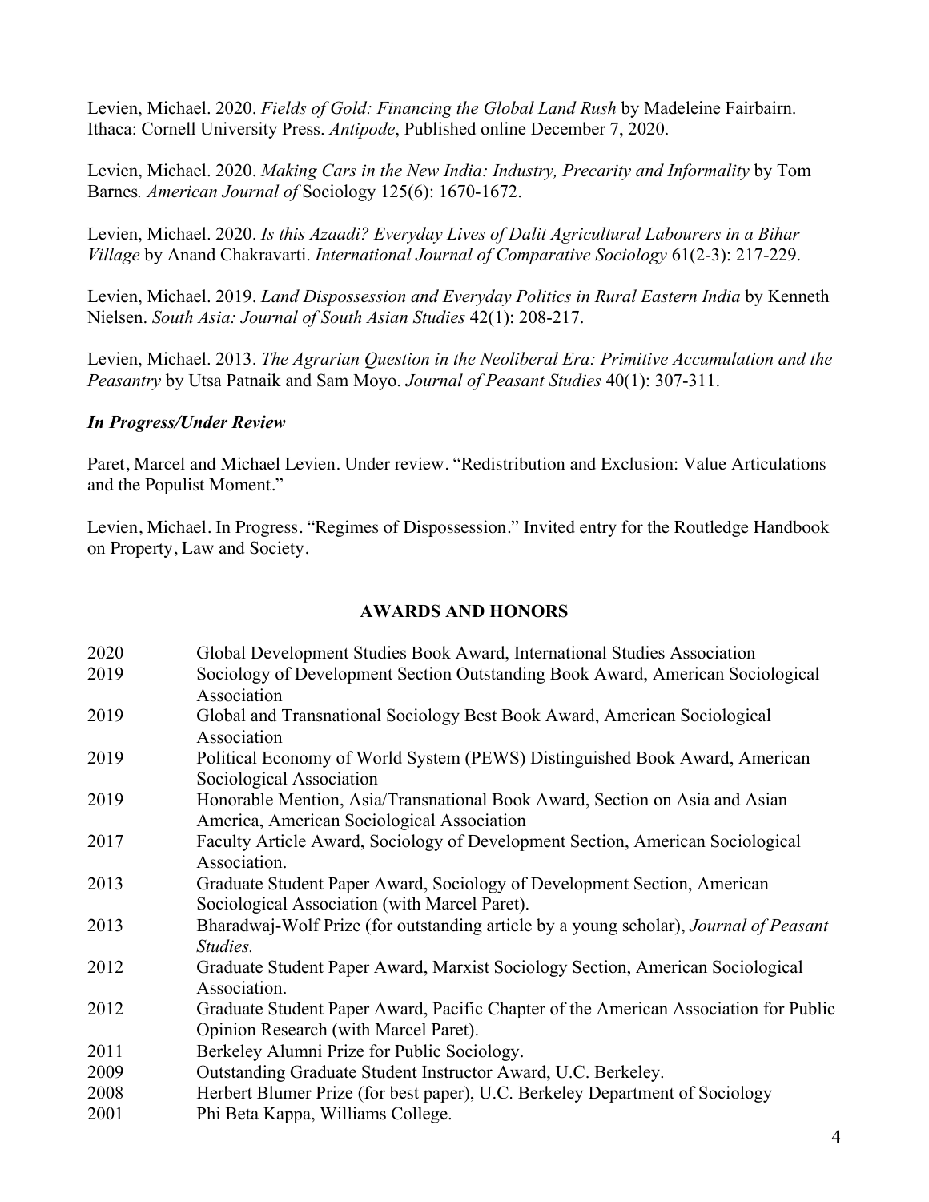Levien, Michael. 2020. *Fields of Gold: Financing the Global Land Rush* by Madeleine Fairbairn. Ithaca: Cornell University Press. *Antipode*, Published online December 7, 2020.

Levien, Michael. 2020. *Making Cars in the New India: Industry, Precarity and Informality* by Tom Barnes*. American Journal of* Sociology 125(6): 1670-1672.

Levien, Michael. 2020. *Is this Azaadi? Everyday Lives of Dalit Agricultural Labourers in a Bihar Village* by Anand Chakravarti. *International Journal of Comparative Sociology* 61(2-3): 217-229.

Levien, Michael. 2019. *Land Dispossession and Everyday Politics in Rural Eastern India* by Kenneth Nielsen. *South Asia: Journal of South Asian Studies* 42(1): 208-217.

Levien, Michael. 2013. *The Agrarian Question in the Neoliberal Era: Primitive Accumulation and the Peasantry* by Utsa Patnaik and Sam Moyo. *Journal of Peasant Studies* 40(1): 307-311.

***In Progress/Under Review***

Paret, Marcel and Michael Levien. Under review. "Redistribution and Exclusion: Value Articulations and the Populist Moment."

Levien, Michael. In Progress. "Regimes of Dispossession." Invited entry for the Routledge Handbook on Property, Law and Society.

## AWARDS AND HONORS

| | |
|---|---|
| 2020 | Global Development Studies Book Award, International Studies Association |
| 2019 | Sociology of Development Section Outstanding Book Award, American Sociological Association |
| 2019 | Global and Transnational Sociology Best Book Award, American Sociological Association |
| 2019 | Political Economy of World System (PEWS) Distinguished Book Award, American Sociological Association |
| 2019 | Honorable Mention, Asia/Transnational Book Award, Section on Asia and Asian America, American Sociological Association |
| 2017 | Faculty Article Award, Sociology of Development Section, American Sociological Association. |
| 2013 | Graduate Student Paper Award, Sociology of Development Section, American Sociological Association (with Marcel Paret). |
| 2013 | Bharadwaj-Wolf Prize (for outstanding article by a young scholar), *Journal of Peasant Studies.* |
| 2012 | Graduate Student Paper Award, Marxist Sociology Section, American Sociological Association. |
| 2012 | Graduate Student Paper Award, Pacific Chapter of the American Association for Public Opinion Research (with Marcel Paret). |
| 2011 | Berkeley Alumni Prize for Public Sociology. |
| 2009 | Outstanding Graduate Student Instructor Award, U.C. Berkeley. |
| 2008 | Herbert Blumer Prize (for best paper), U.C. Berkeley Department of Sociology |
| 2001 | Phi Beta Kappa, Williams College. |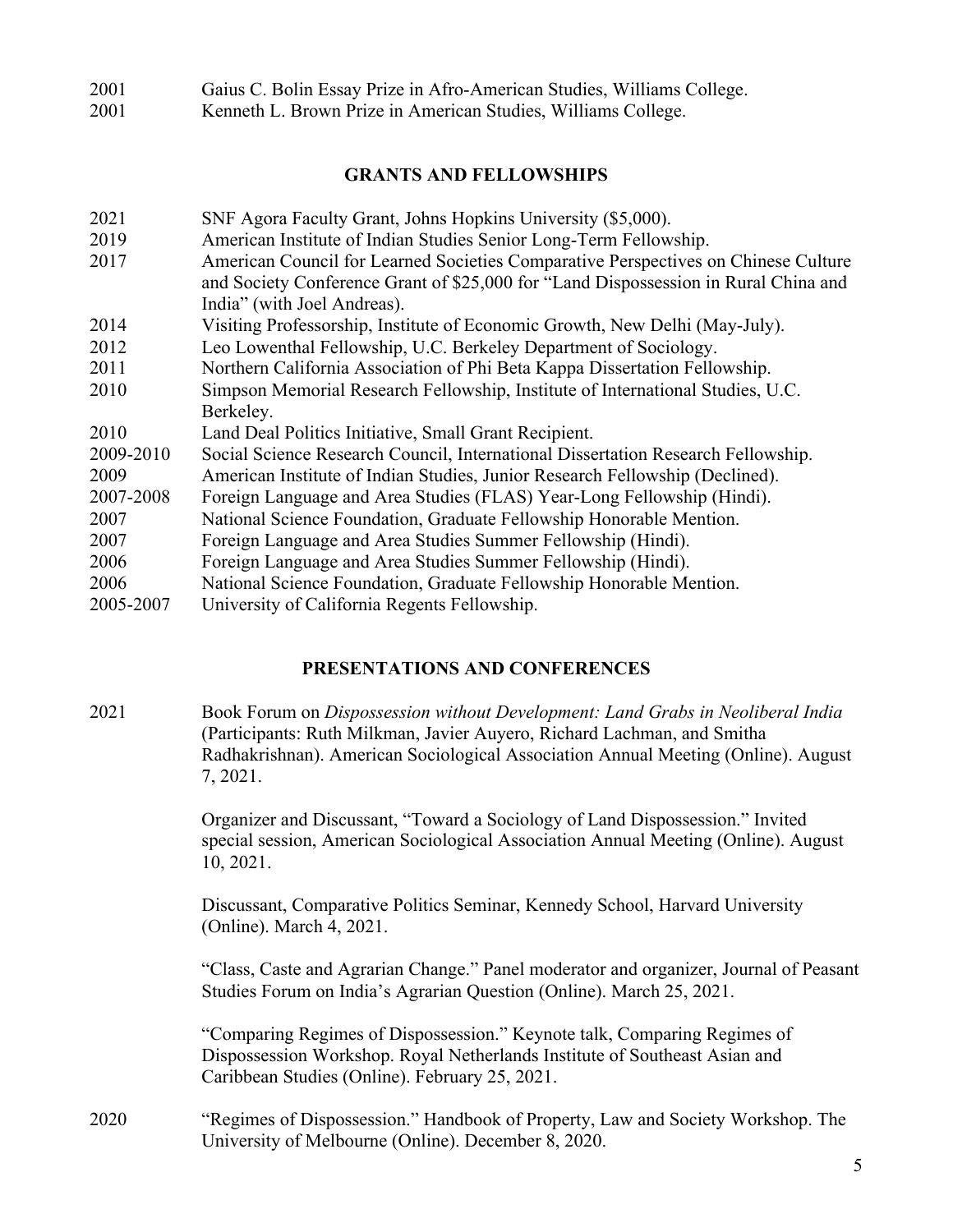2001 Gaius C. Bolin Essay Prize in Afro-American Studies, Williams College.
2001 Kenneth L. Brown Prize in American Studies, Williams College.

## GRANTS AND FELLOWSHIPS

2021 SNF Agora Faculty Grant, Johns Hopkins University ($5,000).
2019 American Institute of Indian Studies Senior Long-Term Fellowship.
2017 American Council for Learned Societies Comparative Perspectives on Chinese Culture and Society Conference Grant of $25,000 for "Land Dispossession in Rural China and India" (with Joel Andreas).
2014 Visiting Professorship, Institute of Economic Growth, New Delhi (May-July).
2012 Leo Lowenthal Fellowship, U.C. Berkeley Department of Sociology.
2011 Northern California Association of Phi Beta Kappa Dissertation Fellowship.
2010 Simpson Memorial Research Fellowship, Institute of International Studies, U.C. Berkeley.
2010 Land Deal Politics Initiative, Small Grant Recipient.
2009-2010 Social Science Research Council, International Dissertation Research Fellowship.
2009 American Institute of Indian Studies, Junior Research Fellowship (Declined).
2007-2008 Foreign Language and Area Studies (FLAS) Year-Long Fellowship (Hindi).
2007 National Science Foundation, Graduate Fellowship Honorable Mention.
2007 Foreign Language and Area Studies Summer Fellowship (Hindi).
2006 Foreign Language and Area Studies Summer Fellowship (Hindi).
2006 National Science Foundation, Graduate Fellowship Honorable Mention.
2005-2007 University of California Regents Fellowship.

## PRESENTATIONS AND CONFERENCES

2021 Book Forum on *Dispossession without Development: Land Grabs in Neoliberal India* (Participants: Ruth Milkman, Javier Auyero, Richard Lachman, and Smitha Radhakrishnan). American Sociological Association Annual Meeting (Online). August 7, 2021.

Organizer and Discussant, "Toward a Sociology of Land Dispossession." Invited special session, American Sociological Association Annual Meeting (Online). August 10, 2021.

Discussant, Comparative Politics Seminar, Kennedy School, Harvard University (Online). March 4, 2021.

"Class, Caste and Agrarian Change." Panel moderator and organizer, Journal of Peasant Studies Forum on India's Agrarian Question (Online). March 25, 2021.

"Comparing Regimes of Dispossession." Keynote talk, Comparing Regimes of Dispossession Workshop. Royal Netherlands Institute of Southeast Asian and Caribbean Studies (Online). February 25, 2021.

2020 "Regimes of Dispossession." Handbook of Property, Law and Society Workshop. The University of Melbourne (Online). December 8, 2020.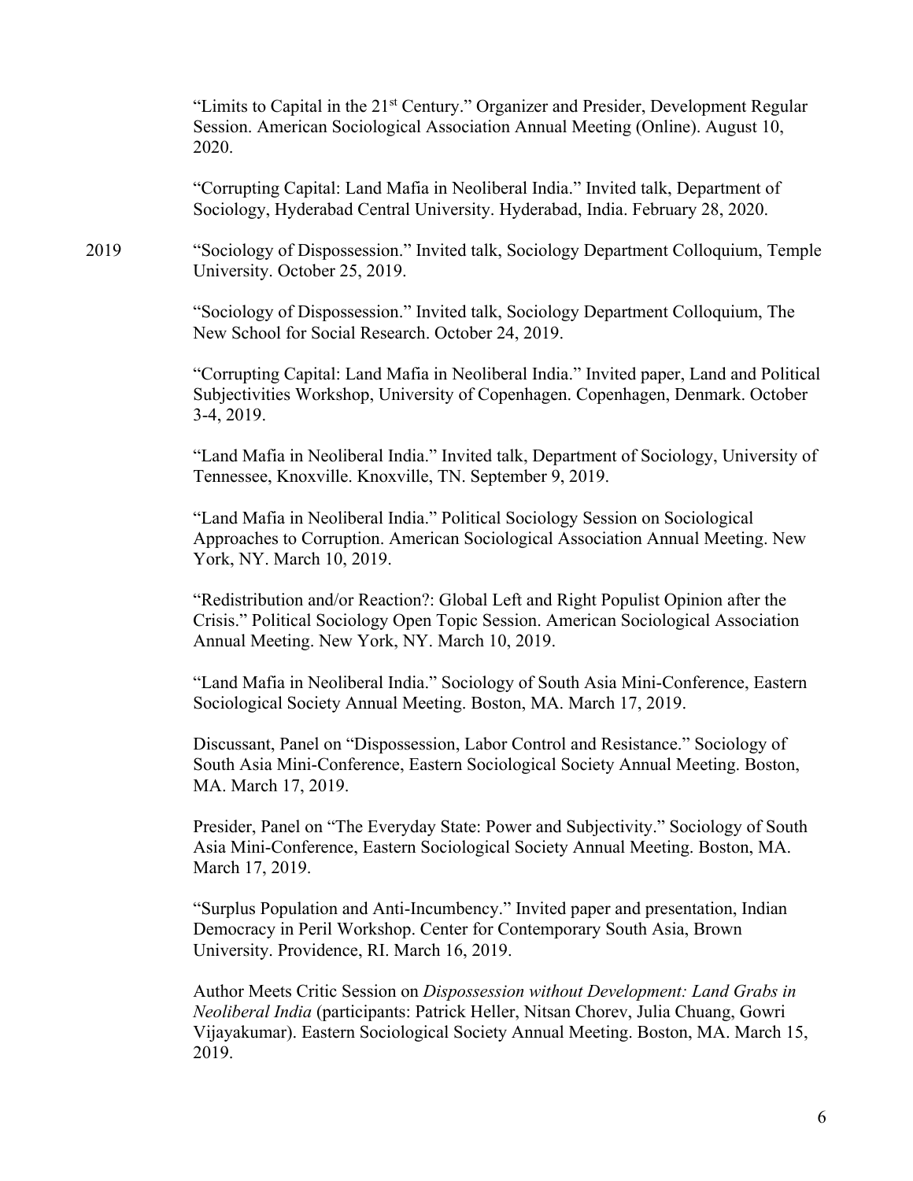"Limits to Capital in the 21st Century." Organizer and Presider, Development Regular Session. American Sociological Association Annual Meeting (Online). August 10, 2020.

"Corrupting Capital: Land Mafia in Neoliberal India." Invited talk, Department of Sociology, Hyderabad Central University. Hyderabad, India. February 28, 2020.

2019 "Sociology of Dispossession." Invited talk, Sociology Department Colloquium, Temple University. October 25, 2019.

"Sociology of Dispossession." Invited talk, Sociology Department Colloquium, The New School for Social Research. October 24, 2019.

"Corrupting Capital: Land Mafia in Neoliberal India." Invited paper, Land and Political Subjectivities Workshop, University of Copenhagen. Copenhagen, Denmark. October 3-4, 2019.

"Land Mafia in Neoliberal India." Invited talk, Department of Sociology, University of Tennessee, Knoxville. Knoxville, TN. September 9, 2019.

"Land Mafia in Neoliberal India." Political Sociology Session on Sociological Approaches to Corruption. American Sociological Association Annual Meeting. New York, NY. March 10, 2019.

"Redistribution and/or Reaction?: Global Left and Right Populist Opinion after the Crisis." Political Sociology Open Topic Session. American Sociological Association Annual Meeting. New York, NY. March 10, 2019.

"Land Mafia in Neoliberal India." Sociology of South Asia Mini-Conference, Eastern Sociological Society Annual Meeting. Boston, MA. March 17, 2019.

Discussant, Panel on "Dispossession, Labor Control and Resistance." Sociology of South Asia Mini-Conference, Eastern Sociological Society Annual Meeting. Boston, MA. March 17, 2019.

Presider, Panel on "The Everyday State: Power and Subjectivity." Sociology of South Asia Mini-Conference, Eastern Sociological Society Annual Meeting. Boston, MA. March 17, 2019.

"Surplus Population and Anti-Incumbency." Invited paper and presentation, Indian Democracy in Peril Workshop. Center for Contemporary South Asia, Brown University. Providence, RI. March 16, 2019.

Author Meets Critic Session on *Dispossession without Development: Land Grabs in Neoliberal India* (participants: Patrick Heller, Nitsan Chorev, Julia Chuang, Gowri Vijayakumar). Eastern Sociological Society Annual Meeting. Boston, MA. March 15, 2019.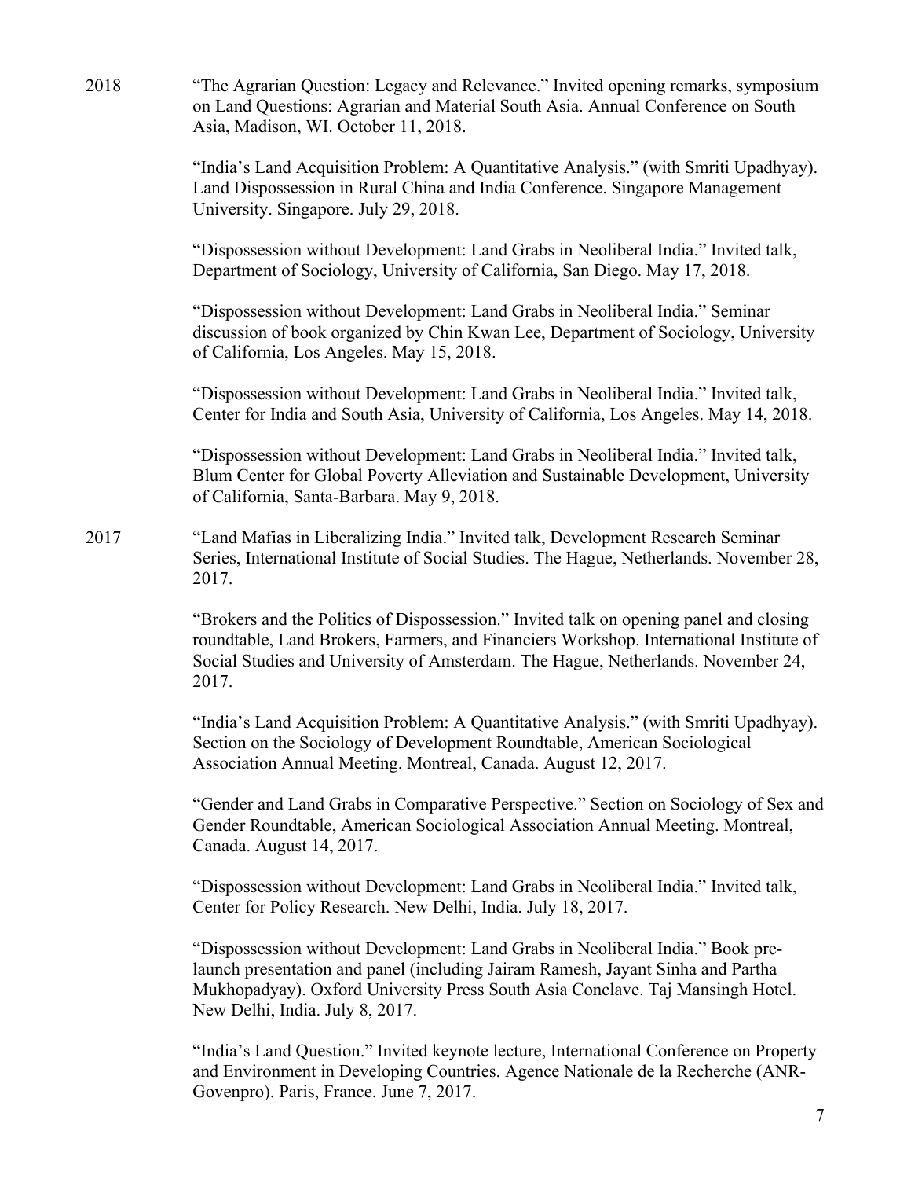2018

"The Agrarian Question: Legacy and Relevance." Invited opening remarks, symposium on Land Questions: Agrarian and Material South Asia. Annual Conference on South Asia, Madison, WI. October 11, 2018.

"India's Land Acquisition Problem: A Quantitative Analysis." (with Smriti Upadhyay). Land Dispossession in Rural China and India Conference. Singapore Management University. Singapore. July 29, 2018.

"Dispossession without Development: Land Grabs in Neoliberal India." Invited talk, Department of Sociology, University of California, San Diego. May 17, 2018.

"Dispossession without Development: Land Grabs in Neoliberal India." Seminar discussion of book organized by Chin Kwan Lee, Department of Sociology, University of California, Los Angeles. May 15, 2018.

"Dispossession without Development: Land Grabs in Neoliberal India." Invited talk, Center for India and South Asia, University of California, Los Angeles. May 14, 2018.

"Dispossession without Development: Land Grabs in Neoliberal India." Invited talk, Blum Center for Global Poverty Alleviation and Sustainable Development, University of California, Santa-Barbara. May 9, 2018.

2017

"Land Mafias in Liberalizing India." Invited talk, Development Research Seminar Series, International Institute of Social Studies. The Hague, Netherlands. November 28, 2017.

"Brokers and the Politics of Dispossession." Invited talk on opening panel and closing roundtable, Land Brokers, Farmers, and Financiers Workshop. International Institute of Social Studies and University of Amsterdam. The Hague, Netherlands. November 24, 2017.

"India's Land Acquisition Problem: A Quantitative Analysis." (with Smriti Upadhyay). Section on the Sociology of Development Roundtable, American Sociological Association Annual Meeting. Montreal, Canada. August 12, 2017.

"Gender and Land Grabs in Comparative Perspective." Section on Sociology of Sex and Gender Roundtable, American Sociological Association Annual Meeting. Montreal, Canada. August 14, 2017.

"Dispossession without Development: Land Grabs in Neoliberal India." Invited talk, Center for Policy Research. New Delhi, India. July 18, 2017.

"Dispossession without Development: Land Grabs in Neoliberal India." Book pre-launch presentation and panel (including Jairam Ramesh, Jayant Sinha and Partha Mukhopadyay). Oxford University Press South Asia Conclave. Taj Mansingh Hotel. New Delhi, India. July 8, 2017.

"India's Land Question." Invited keynote lecture, International Conference on Property and Environment in Developing Countries. Agence Nationale de la Recherche (ANR-Govenpro). Paris, France. June 7, 2017.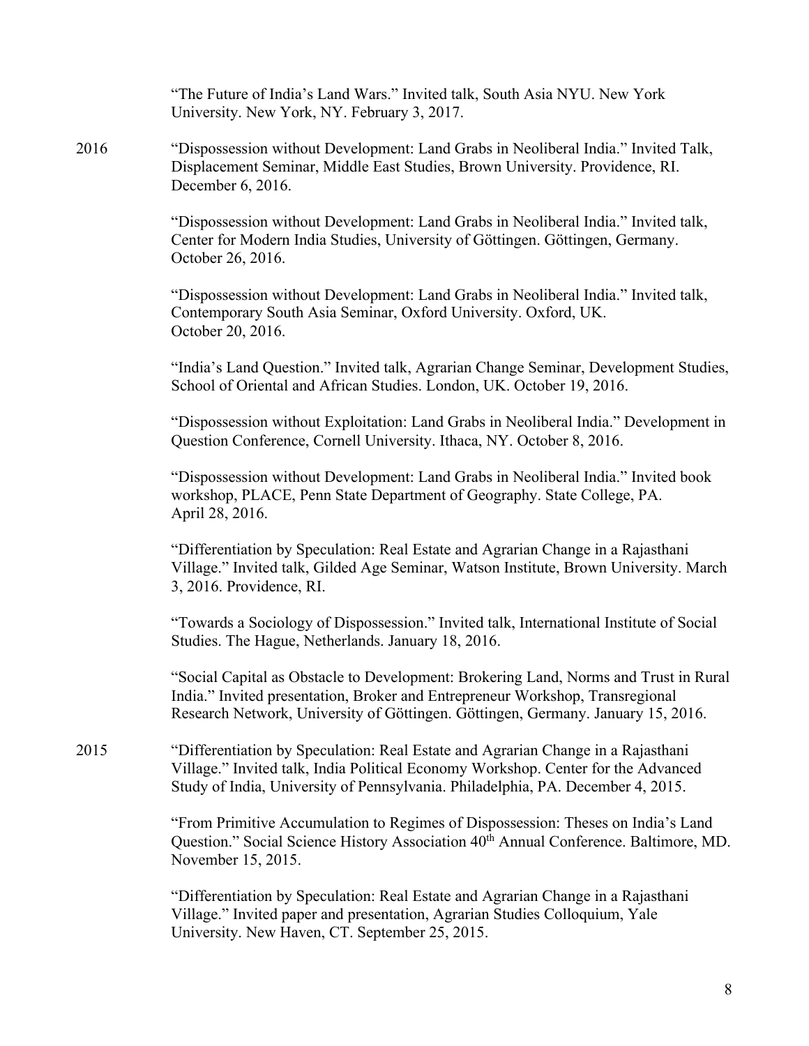"The Future of India's Land Wars." Invited talk, South Asia NYU. New York University. New York, NY. February 3, 2017.

2016 "Dispossession without Development: Land Grabs in Neoliberal India." Invited Talk, Displacement Seminar, Middle East Studies, Brown University. Providence, RI. December 6, 2016.

"Dispossession without Development: Land Grabs in Neoliberal India." Invited talk, Center for Modern India Studies, University of Göttingen. Göttingen, Germany. October 26, 2016.

"Dispossession without Development: Land Grabs in Neoliberal India." Invited talk, Contemporary South Asia Seminar, Oxford University. Oxford, UK. October 20, 2016.

"India's Land Question." Invited talk, Agrarian Change Seminar, Development Studies, School of Oriental and African Studies. London, UK. October 19, 2016.

"Dispossession without Exploitation: Land Grabs in Neoliberal India." Development in Question Conference, Cornell University. Ithaca, NY. October 8, 2016.

"Dispossession without Development: Land Grabs in Neoliberal India." Invited book workshop, PLACE, Penn State Department of Geography. State College, PA. April 28, 2016.

"Differentiation by Speculation: Real Estate and Agrarian Change in a Rajasthani Village." Invited talk, Gilded Age Seminar, Watson Institute, Brown University. March 3, 2016. Providence, RI.

"Towards a Sociology of Dispossession." Invited talk, International Institute of Social Studies. The Hague, Netherlands. January 18, 2016.

"Social Capital as Obstacle to Development: Brokering Land, Norms and Trust in Rural India." Invited presentation, Broker and Entrepreneur Workshop, Transregional Research Network, University of Göttingen. Göttingen, Germany. January 15, 2016.

2015 "Differentiation by Speculation: Real Estate and Agrarian Change in a Rajasthani Village." Invited talk, India Political Economy Workshop. Center for the Advanced Study of India, University of Pennsylvania. Philadelphia, PA. December 4, 2015.

"From Primitive Accumulation to Regimes of Dispossession: Theses on India's Land Question." Social Science History Association 40th Annual Conference. Baltimore, MD. November 15, 2015.

"Differentiation by Speculation: Real Estate and Agrarian Change in a Rajasthani Village." Invited paper and presentation, Agrarian Studies Colloquium, Yale University. New Haven, CT. September 25, 2015.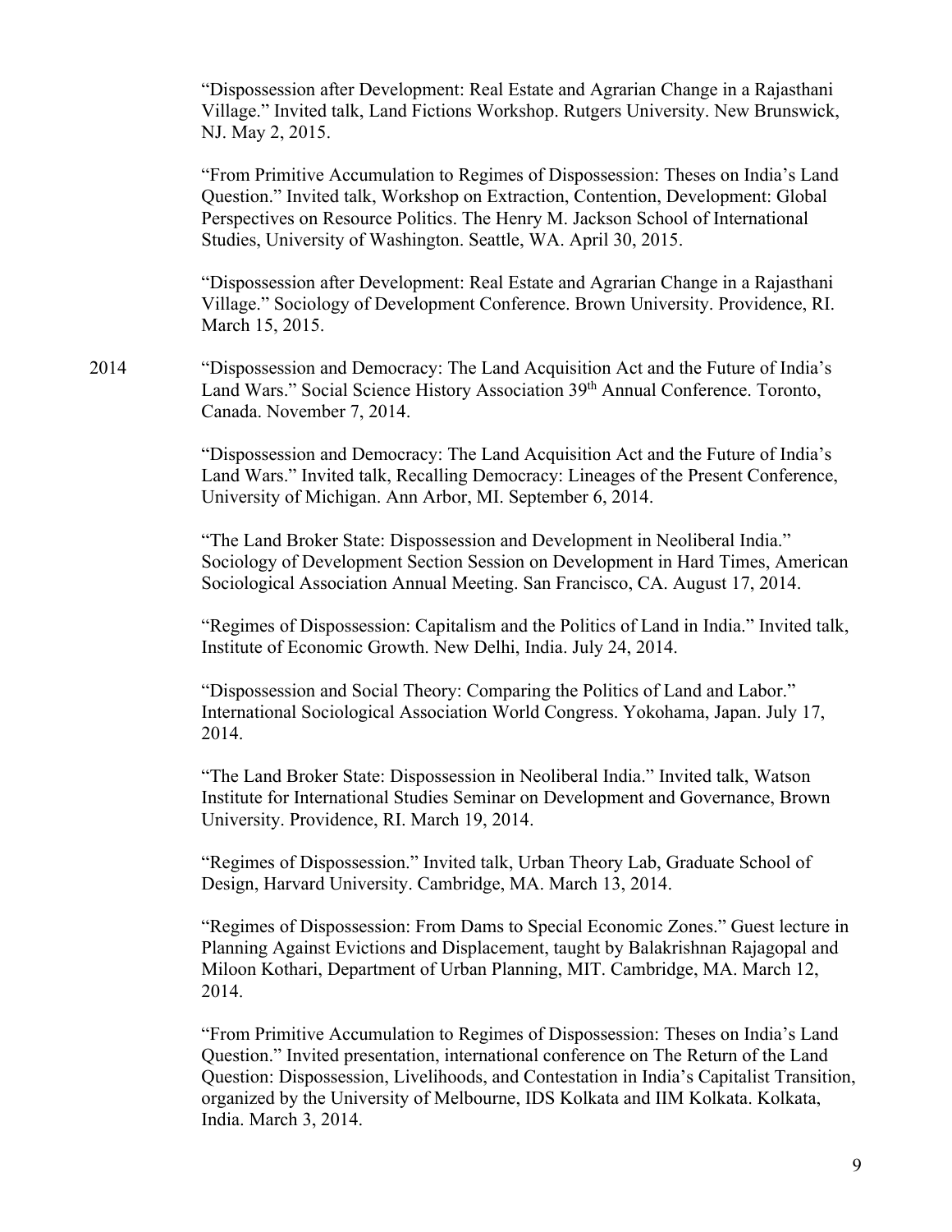"Dispossession after Development: Real Estate and Agrarian Change in a Rajasthani Village." Invited talk, Land Fictions Workshop. Rutgers University. New Brunswick, NJ. May 2, 2015.

"From Primitive Accumulation to Regimes of Dispossession: Theses on India's Land Question." Invited talk, Workshop on Extraction, Contention, Development: Global Perspectives on Resource Politics. The Henry M. Jackson School of International Studies, University of Washington. Seattle, WA. April 30, 2015.

"Dispossession after Development: Real Estate and Agrarian Change in a Rajasthani Village." Sociology of Development Conference. Brown University. Providence, RI. March 15, 2015.

2014 "Dispossession and Democracy: The Land Acquisition Act and the Future of India's Land Wars." Social Science History Association 39th Annual Conference. Toronto, Canada. November 7, 2014.

"Dispossession and Democracy: The Land Acquisition Act and the Future of India's Land Wars." Invited talk, Recalling Democracy: Lineages of the Present Conference, University of Michigan. Ann Arbor, MI. September 6, 2014.

"The Land Broker State: Dispossession and Development in Neoliberal India." Sociology of Development Section Session on Development in Hard Times, American Sociological Association Annual Meeting. San Francisco, CA. August 17, 2014.

"Regimes of Dispossession: Capitalism and the Politics of Land in India." Invited talk, Institute of Economic Growth. New Delhi, India. July 24, 2014.

"Dispossession and Social Theory: Comparing the Politics of Land and Labor." International Sociological Association World Congress. Yokohama, Japan. July 17, 2014.

"The Land Broker State: Dispossession in Neoliberal India." Invited talk, Watson Institute for International Studies Seminar on Development and Governance, Brown University. Providence, RI. March 19, 2014.

"Regimes of Dispossession." Invited talk, Urban Theory Lab, Graduate School of Design, Harvard University. Cambridge, MA. March 13, 2014.

"Regimes of Dispossession: From Dams to Special Economic Zones." Guest lecture in Planning Against Evictions and Displacement, taught by Balakrishnan Rajagopal and Miloon Kothari, Department of Urban Planning, MIT. Cambridge, MA. March 12, 2014.

"From Primitive Accumulation to Regimes of Dispossession: Theses on India's Land Question." Invited presentation, international conference on The Return of the Land Question: Dispossession, Livelihoods, and Contestation in India's Capitalist Transition, organized by the University of Melbourne, IDS Kolkata and IIM Kolkata. Kolkata, India. March 3, 2014.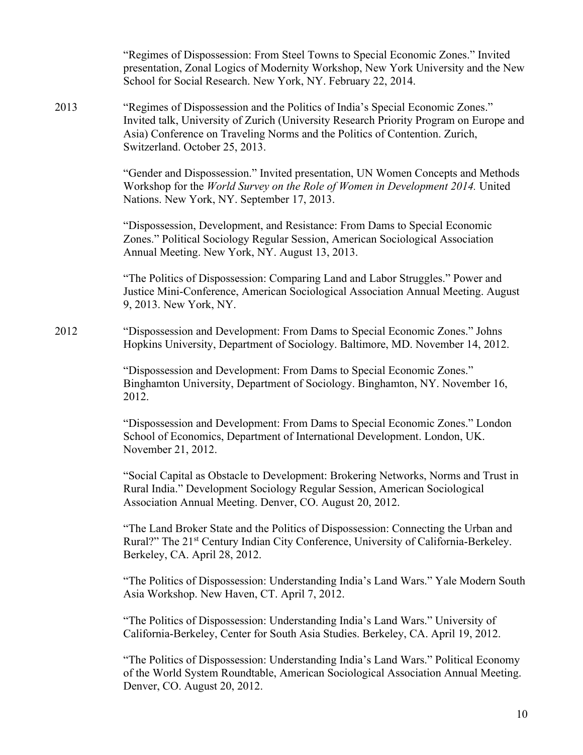"Regimes of Dispossession: From Steel Towns to Special Economic Zones." Invited presentation, Zonal Logics of Modernity Workshop, New York University and the New School for Social Research. New York, NY. February 22, 2014.

2013 "Regimes of Dispossession and the Politics of India's Special Economic Zones." Invited talk, University of Zurich (University Research Priority Program on Europe and Asia) Conference on Traveling Norms and the Politics of Contention. Zurich, Switzerland. October 25, 2013.

"Gender and Dispossession." Invited presentation, UN Women Concepts and Methods Workshop for the *World Survey on the Role of Women in Development 2014.* United Nations. New York, NY. September 17, 2013.

"Dispossession, Development, and Resistance: From Dams to Special Economic Zones." Political Sociology Regular Session, American Sociological Association Annual Meeting. New York, NY. August 13, 2013.

"The Politics of Dispossession: Comparing Land and Labor Struggles." Power and Justice Mini-Conference, American Sociological Association Annual Meeting. August 9, 2013. New York, NY.

2012 "Dispossession and Development: From Dams to Special Economic Zones." Johns Hopkins University, Department of Sociology. Baltimore, MD. November 14, 2012.

"Dispossession and Development: From Dams to Special Economic Zones." Binghamton University, Department of Sociology. Binghamton, NY. November 16, 2012.

"Dispossession and Development: From Dams to Special Economic Zones." London School of Economics, Department of International Development. London, UK. November 21, 2012.

"Social Capital as Obstacle to Development: Brokering Networks, Norms and Trust in Rural India." Development Sociology Regular Session, American Sociological Association Annual Meeting. Denver, CO. August 20, 2012.

"The Land Broker State and the Politics of Dispossession: Connecting the Urban and Rural?" The 21st Century Indian City Conference, University of California-Berkeley. Berkeley, CA. April 28, 2012.

"The Politics of Dispossession: Understanding India's Land Wars." Yale Modern South Asia Workshop. New Haven, CT. April 7, 2012.

"The Politics of Dispossession: Understanding India's Land Wars." University of California-Berkeley, Center for South Asia Studies. Berkeley, CA. April 19, 2012.

"The Politics of Dispossession: Understanding India's Land Wars." Political Economy of the World System Roundtable, American Sociological Association Annual Meeting. Denver, CO. August 20, 2012.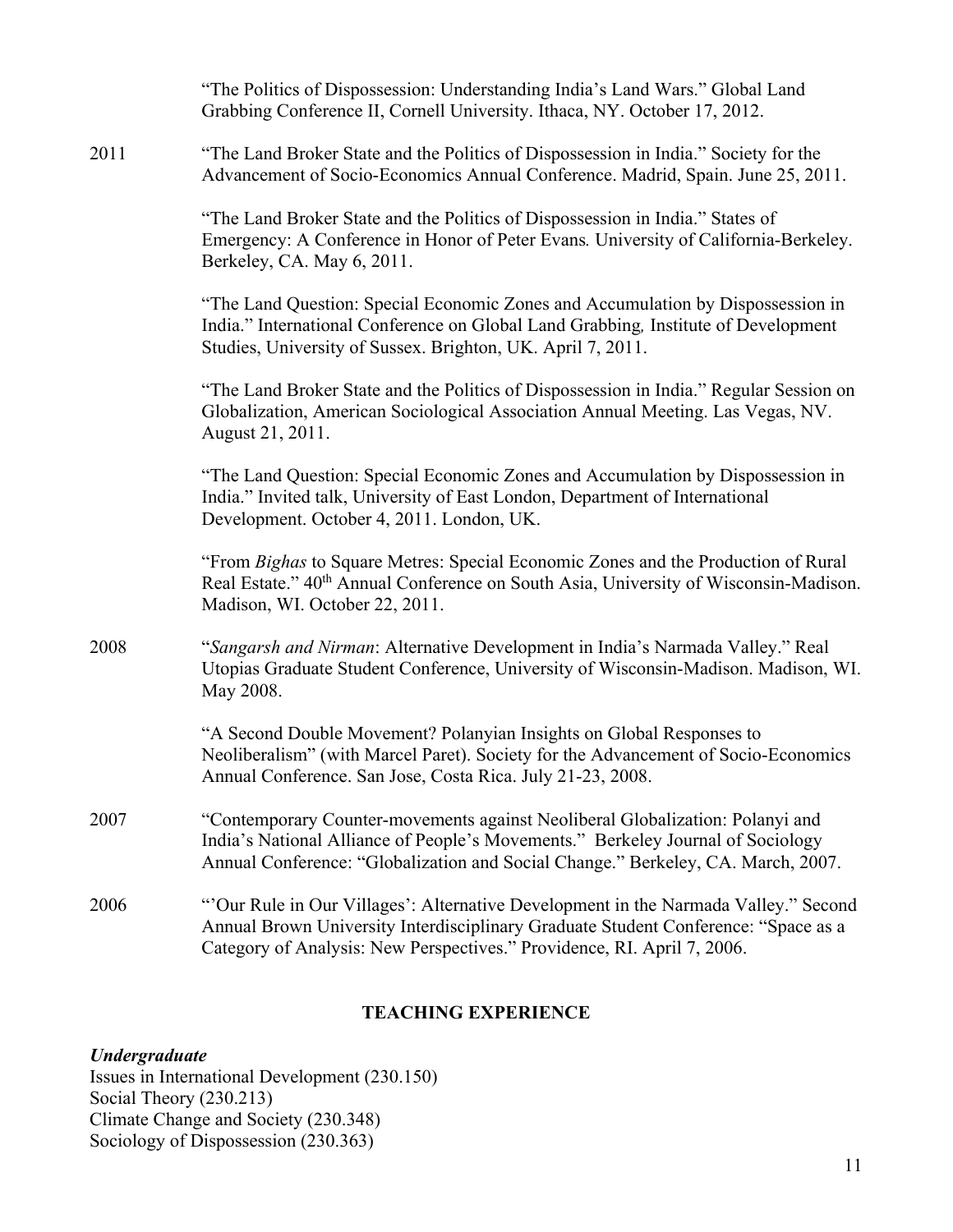"The Politics of Dispossession: Understanding India's Land Wars." Global Land Grabbing Conference II, Cornell University. Ithaca, NY. October 17, 2012.

2011 "The Land Broker State and the Politics of Dispossession in India." Society for the Advancement of Socio-Economics Annual Conference. Madrid, Spain. June 25, 2011.

"The Land Broker State and the Politics of Dispossession in India." States of Emergency: A Conference in Honor of Peter Evans*.* University of California-Berkeley. Berkeley, CA. May 6, 2011.

"The Land Question: Special Economic Zones and Accumulation by Dispossession in India." International Conference on Global Land Grabbing*,* Institute of Development Studies, University of Sussex. Brighton, UK. April 7, 2011.

"The Land Broker State and the Politics of Dispossession in India." Regular Session on Globalization, American Sociological Association Annual Meeting. Las Vegas, NV. August 21, 2011.

"The Land Question: Special Economic Zones and Accumulation by Dispossession in India." Invited talk, University of East London, Department of International Development. October 4, 2011. London, UK.

"From *Bighas* to Square Metres: Special Economic Zones and the Production of Rural Real Estate." 40th Annual Conference on South Asia, University of Wisconsin-Madison. Madison, WI. October 22, 2011.

2008 "*Sangarsh and Nirman*: Alternative Development in India's Narmada Valley." Real Utopias Graduate Student Conference, University of Wisconsin-Madison. Madison, WI. May 2008.

"A Second Double Movement? Polanyian Insights on Global Responses to Neoliberalism" (with Marcel Paret). Society for the Advancement of Socio-Economics Annual Conference. San Jose, Costa Rica. July 21-23, 2008.

2007 "Contemporary Counter-movements against Neoliberal Globalization: Polanyi and India's National Alliance of People's Movements." Berkeley Journal of Sociology Annual Conference: "Globalization and Social Change." Berkeley, CA. March, 2007.

2006 "'Our Rule in Our Villages': Alternative Development in the Narmada Valley." Second Annual Brown University Interdisciplinary Graduate Student Conference: "Space as a Category of Analysis: New Perspectives." Providence, RI. April 7, 2006.

## TEACHING EXPERIENCE

***Undergraduate***

Issues in International Development (230.150)
Social Theory (230.213)
Climate Change and Society (230.348)
Sociology of Dispossession (230.363)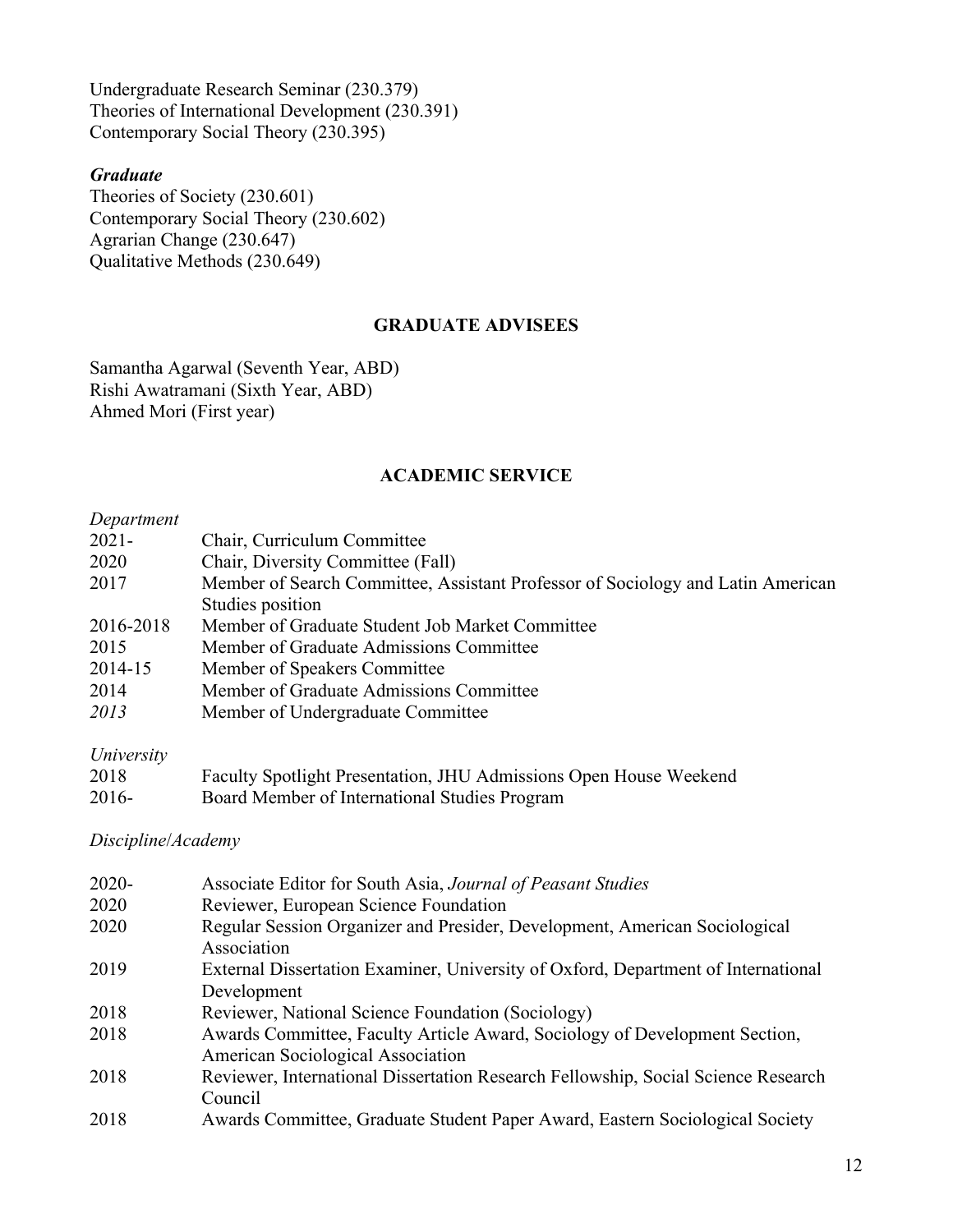Undergraduate Research Seminar (230.379)
Theories of International Development (230.391)
Contemporary Social Theory (230.395)

***Graduate***

Theories of Society (230.601)
Contemporary Social Theory (230.602)
Agrarian Change (230.647)
Qualitative Methods (230.649)

## GRADUATE ADVISEES

Samantha Agarwal (Seventh Year, ABD)
Rishi Awatramani (Sixth Year, ABD)
Ahmed Mori (First year)

## ACADEMIC SERVICE

*Department*

| | |
|---|---|
| 2021- | Chair, Curriculum Committee |
| 2020 | Chair, Diversity Committee (Fall) |
| 2017 | Member of Search Committee, Assistant Professor of Sociology and Latin American Studies position |
| 2016-2018 | Member of Graduate Student Job Market Committee |
| 2015 | Member of Graduate Admissions Committee |
| 2014-15 | Member of Speakers Committee |
| 2014 | Member of Graduate Admissions Committee |
| *2013* | Member of Undergraduate Committee |

*University*

| | |
|---|---|
| 2018 | Faculty Spotlight Presentation, JHU Admissions Open House Weekend |
| 2016- | Board Member of International Studies Program |

*Discipline/Academy*

| | |
|---|---|
| 2020- | Associate Editor for South Asia, *Journal of Peasant Studies* |
| 2020 | Reviewer, European Science Foundation |
| 2020 | Regular Session Organizer and Presider, Development, American Sociological Association |
| 2019 | External Dissertation Examiner, University of Oxford, Department of International Development |
| 2018 | Reviewer, National Science Foundation (Sociology) |
| 2018 | Awards Committee, Faculty Article Award, Sociology of Development Section, American Sociological Association |
| 2018 | Reviewer, International Dissertation Research Fellowship, Social Science Research Council |
| 2018 | Awards Committee, Graduate Student Paper Award, Eastern Sociological Society |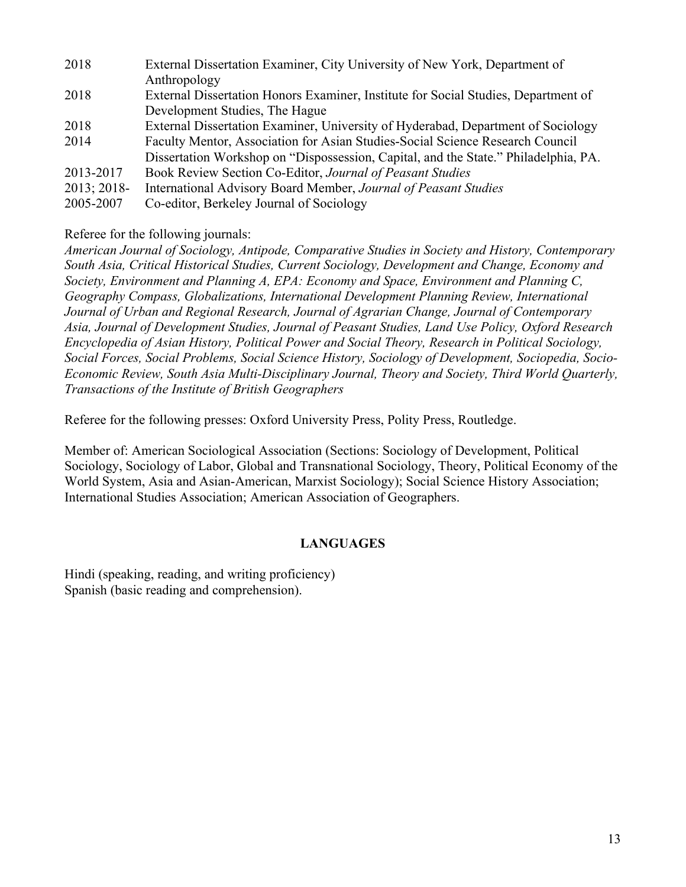| | |
|---|---|
| 2018 | External Dissertation Examiner, City University of New York, Department of Anthropology |
| 2018 | External Dissertation Honors Examiner, Institute for Social Studies, Department of Development Studies, The Hague |
| 2018 | External Dissertation Examiner, University of Hyderabad, Department of Sociology |
| 2014 | Faculty Mentor, Association for Asian Studies-Social Science Research Council Dissertation Workshop on "Dispossession, Capital, and the State." Philadelphia, PA. |
| 2013-2017 | Book Review Section Co-Editor, *Journal of Peasant Studies* |
| 2013; 2018- | International Advisory Board Member, *Journal of Peasant Studies* |
| 2005-2007 | Co-editor, Berkeley Journal of Sociology |

Referee for the following journals:
*American Journal of Sociology, Antipode, Comparative Studies in Society and History, Contemporary South Asia, Critical Historical Studies, Current Sociology, Development and Change, Economy and Society, Environment and Planning A, EPA: Economy and Space, Environment and Planning C, Geography Compass, Globalizations, International Development Planning Review, International Journal of Urban and Regional Research, Journal of Agrarian Change, Journal of Contemporary Asia, Journal of Development Studies, Journal of Peasant Studies, Land Use Policy, Oxford Research Encyclopedia of Asian History, Political Power and Social Theory, Research in Political Sociology, Social Forces, Social Problems, Social Science History, Sociology of Development, Sociopedia, Socio-Economic Review, South Asia Multi-Disciplinary Journal, Theory and Society, Third World Quarterly, Transactions of the Institute of British Geographers*

Referee for the following presses: Oxford University Press, Polity Press, Routledge.

Member of: American Sociological Association (Sections: Sociology of Development, Political Sociology, Sociology of Labor, Global and Transnational Sociology, Theory, Political Economy of the World System, Asia and Asian-American, Marxist Sociology); Social Science History Association; International Studies Association; American Association of Geographers.

## LANGUAGES

Hindi (speaking, reading, and writing proficiency)
Spanish (basic reading and comprehension).